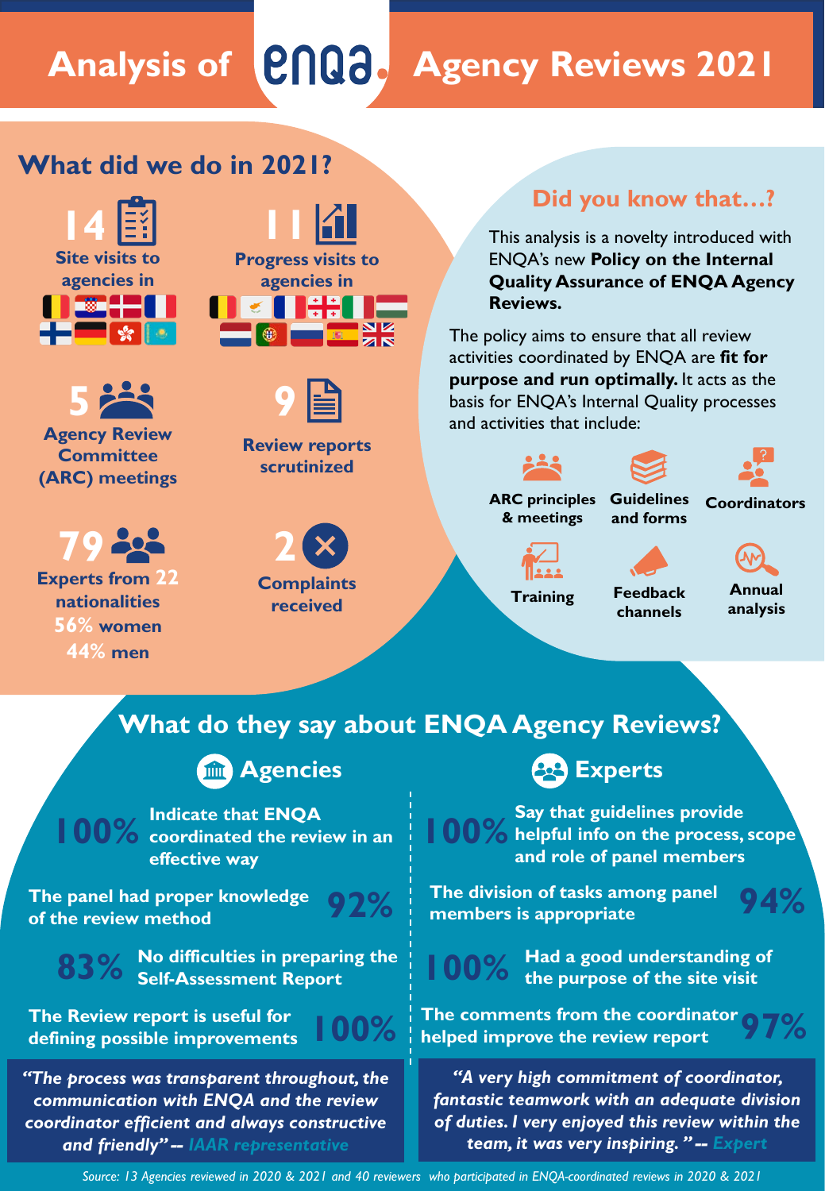# Analysis of ENQA Agency Reviews 2021

## What did we do in 2021?

**14** Site visits to agencies in

**11** Progress visits to agencies in

**5** Agency Review Committee (ARC) meetings

**9** Review reports scrutinized

**79** Experts from **22** nationalities
**56%** women
**44%** men

**2** Complaints received

## Did you know that...?

This analysis is a novelty introduced with ENQA's new **Policy on the Internal Quality Assurance of ENQA Agency Reviews.**

The policy aims to ensure that all review activities coordinated by ENQA are **fit for purpose and run optimally.** It acts as the basis for ENQA's Internal Quality processes and activities that include:

- ARC principles & meetings
- Guidelines and forms
- Coordinators
- Training
- Feedback channels
- Annual analysis

## What do they say about ENQA Agency Reviews?

### Agencies

**100%** Indicate that ENQA coordinated the review in an effective way

**92%** The panel had proper knowledge of the review method

**83%** No difficulties in preparing the Self-Assessment Report

**100%** The Review report is useful for defining possible improvements

*"The process was transparent throughout, the communication with ENQA and the review coordinator efficient and always constructive and friendly"* -- IAAR representative

### Experts

**100%** Say that guidelines provide helpful info on the process, scope and role of panel members

**94%** The division of tasks among panel members is appropriate

**100%** Had a good understanding of the purpose of the site visit

**97%** The comments from the coordinator helped improve the review report

*"A very high commitment of coordinator, fantastic teamwork with an adequate division of duties. I very enjoyed this review within the team, it was very inspiring."* -- Expert

*Source: 13 Agencies reviewed in 2020 & 2021 and 40 reviewers who participated in ENQA-coordinated reviews in 2020 & 2021*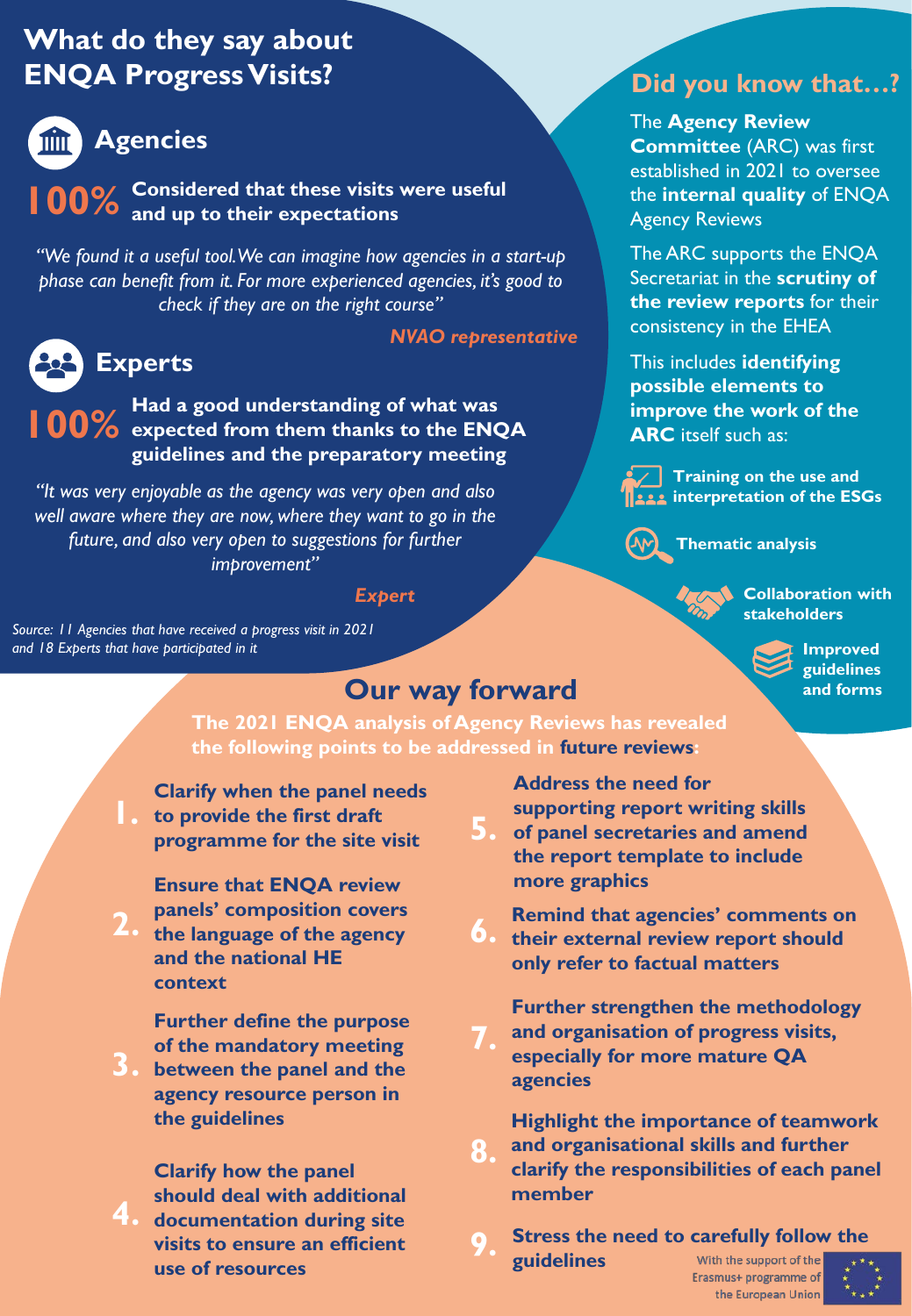# What do they say about ENQA Progress Visits?

## Agencies

**100%** **Considered that these visits were useful and up to their expectations**

*"We found it a useful tool. We can imagine how agencies in a start-up phase can benefit from it. For more experienced agencies, it's good to check if they are on the right course"*

***NVAO representative***

## Experts

**100%** **Had a good understanding of what was expected from them thanks to the ENQA guidelines and the preparatory meeting**

*"It was very enjoyable as the agency was very open and also well aware where they are now, where they want to go in the future, and also very open to suggestions for further improvement"*

***Expert***

*Source: 11 Agencies that have received a progress visit in 2021 and 18 Experts that have participated in it*

## Did you know that…?

The **Agency Review Committee** (ARC) was first established in 2021 to oversee the **internal quality** of ENQA Agency Reviews

The ARC supports the ENQA Secretariat in the **scrutiny of the review reports** for their consistency in the EHEA

This includes **identifying possible elements to improve the work of the ARC** itself such as:

- **Training on the use and interpretation of the ESGs**
- **Thematic analysis**
- **Collaboration with stakeholders**
- **Improved guidelines and forms**

## Our way forward

**The 2021 ENQA analysis of Agency Reviews has revealed the following points to be addressed in future reviews:**

1. **Clarify when the panel needs to provide the first draft programme for the site visit**
2. **Ensure that ENQA review panels' composition covers the language of the agency and the national HE context**
3. **Further define the purpose of the mandatory meeting between the panel and the agency resource person in the guidelines**
4. **Clarify how the panel should deal with additional documentation during site visits to ensure an efficient use of resources**
5. **Address the need for supporting report writing skills of panel secretaries and amend the report template to include more graphics**
6. **Remind that agencies' comments on their external review report should only refer to factual matters**
7. **Further strengthen the methodology and organisation of progress visits, especially for more mature QA agencies**
8. **Highlight the importance of teamwork and organisational skills and further clarify the responsibilities of each panel member**
9. **Stress the need to carefully follow the guidelines**

With the support of the Erasmus+ programme of the European Union